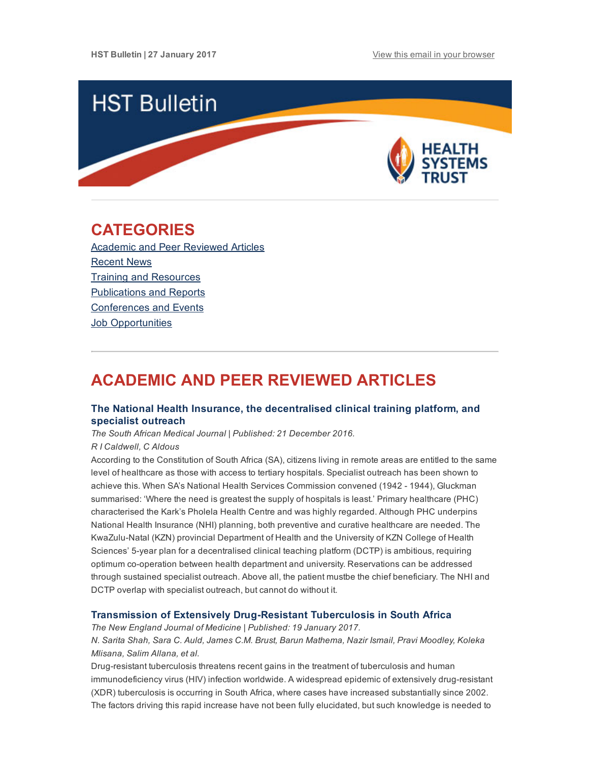HST Bulletin | 27 January 2017

View this email in your browser

# HST Bulletin

HEALTH SYSTEMS TRUST

## CATEGORIES

Academic and Peer Reviewed Articles
Recent News
Training and Resources
Publications and Reports
Conferences and Events
Job Opportunities

## ACADEMIC AND PEER REVIEWED ARTICLES

### The National Health Insurance, the decentralised clinical training platform, and specialist outreach

*The South African Medical Journal | Published: 21 December 2016.*
*R I Caldwell, C Aldous*

According to the Constitution of South Africa (SA), citizens living in remote areas are entitled to the same level of healthcare as those with access to tertiary hospitals. Specialist outreach has been shown to achieve this. When SA's National Health Services Commission convened (1942 - 1944), Gluckman summarised: 'Where the need is greatest the supply of hospitals is least.' Primary healthcare (PHC) characterised the Kark's Pholela Health Centre and was highly regarded. Although PHC underpins National Health Insurance (NHI) planning, both preventive and curative healthcare are needed. The KwaZulu-Natal (KZN) provincial Department of Health and the University of KZN College of Health Sciences' 5-year plan for a decentralised clinical teaching platform (DCTP) is ambitious, requiring optimum co-operation between health department and university. Reservations can be addressed through sustained specialist outreach. Above all, the patient mustbe the chief beneficiary. The NHI and DCTP overlap with specialist outreach, but cannot do without it.

### Transmission of Extensively Drug-Resistant Tuberculosis in South Africa

*The New England Journal of Medicine | Published: 19 January 2017.*
*N. Sarita Shah, Sara C. Auld, James C.M. Brust, Barun Mathema, Nazir Ismail, Pravi Moodley, Koleka Mlisana, Salim Allana, et al.*

Drug-resistant tuberculosis threatens recent gains in the treatment of tuberculosis and human immunodeficiency virus (HIV) infection worldwide. A widespread epidemic of extensively drug-resistant (XDR) tuberculosis is occurring in South Africa, where cases have increased substantially since 2002. The factors driving this rapid increase have not been fully elucidated, but such knowledge is needed to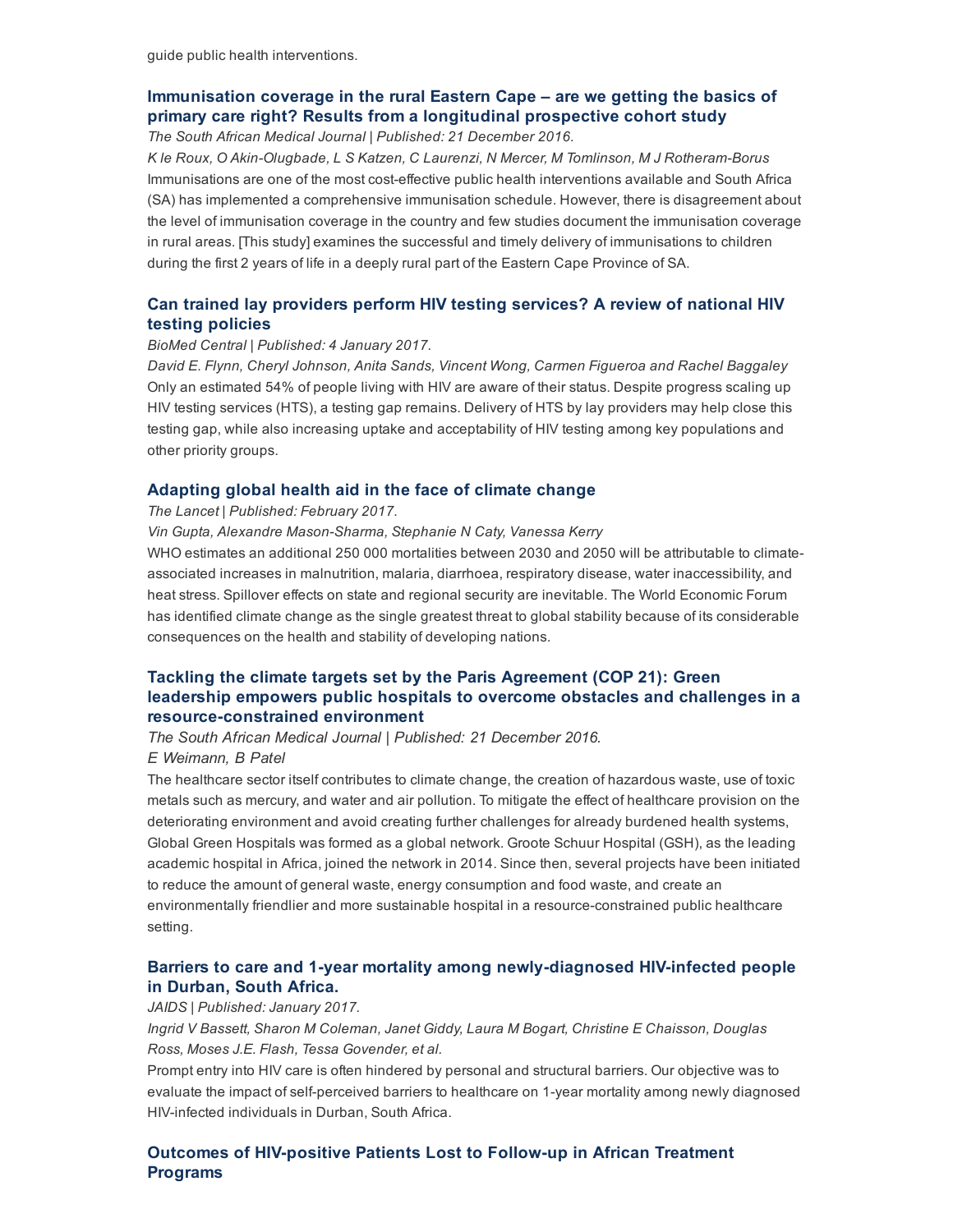guide public health interventions.

### Immunisation coverage in the rural Eastern Cape – are we getting the basics of primary care right? Results from a longitudinal prospective cohort study

*The South African Medical Journal | Published: 21 December 2016.*

*K le Roux, O Akin-Olugbade, L S Katzen, C Laurenzi, N Mercer, M Tomlinson, M J Rotheram-Borus*

Immunisations are one of the most cost-effective public health interventions available and South Africa (SA) has implemented a comprehensive immunisation schedule. However, there is disagreement about the level of immunisation coverage in the country and few studies document the immunisation coverage in rural areas. [This study] examines the successful and timely delivery of immunisations to children during the first 2 years of life in a deeply rural part of the Eastern Cape Province of SA.

### Can trained lay providers perform HIV testing services? A review of national HIV testing policies

*BioMed Central | Published: 4 January 2017.*

*David E. Flynn, Cheryl Johnson, Anita Sands, Vincent Wong, Carmen Figueroa and Rachel Baggaley*

Only an estimated 54% of people living with HIV are aware of their status. Despite progress scaling up HIV testing services (HTS), a testing gap remains. Delivery of HTS by lay providers may help close this testing gap, while also increasing uptake and acceptability of HIV testing among key populations and other priority groups.

### Adapting global health aid in the face of climate change

*The Lancet | Published: February 2017.*

*Vin Gupta, Alexandre Mason-Sharma, Stephanie N Caty, Vanessa Kerry*

WHO estimates an additional 250 000 mortalities between 2030 and 2050 will be attributable to climate-associated increases in malnutrition, malaria, diarrhoea, respiratory disease, water inaccessibility, and heat stress. Spillover effects on state and regional security are inevitable. The World Economic Forum has identified climate change as the single greatest threat to global stability because of its considerable consequences on the health and stability of developing nations.

### Tackling the climate targets set by the Paris Agreement (COP 21): Green leadership empowers public hospitals to overcome obstacles and challenges in a resource-constrained environment

*The South African Medical Journal | Published: 21 December 2016.*

*E Weimann, B Patel*

The healthcare sector itself contributes to climate change, the creation of hazardous waste, use of toxic metals such as mercury, and water and air pollution. To mitigate the effect of healthcare provision on the deteriorating environment and avoid creating further challenges for already burdened health systems, Global Green Hospitals was formed as a global network. Groote Schuur Hospital (GSH), as the leading academic hospital in Africa, joined the network in 2014. Since then, several projects have been initiated to reduce the amount of general waste, energy consumption and food waste, and create an environmentally friendlier and more sustainable hospital in a resource-constrained public healthcare setting.

### Barriers to care and 1-year mortality among newly-diagnosed HIV-infected people in Durban, South Africa.

*JAIDS | Published: January 2017.*

*Ingrid V Bassett, Sharon M Coleman, Janet Giddy, Laura M Bogart, Christine E Chaisson, Douglas Ross, Moses J.E. Flash, Tessa Govender, et al.*

Prompt entry into HIV care is often hindered by personal and structural barriers. Our objective was to evaluate the impact of self-perceived barriers to healthcare on 1-year mortality among newly diagnosed HIV-infected individuals in Durban, South Africa.

### Outcomes of HIV-positive Patients Lost to Follow-up in African Treatment Programs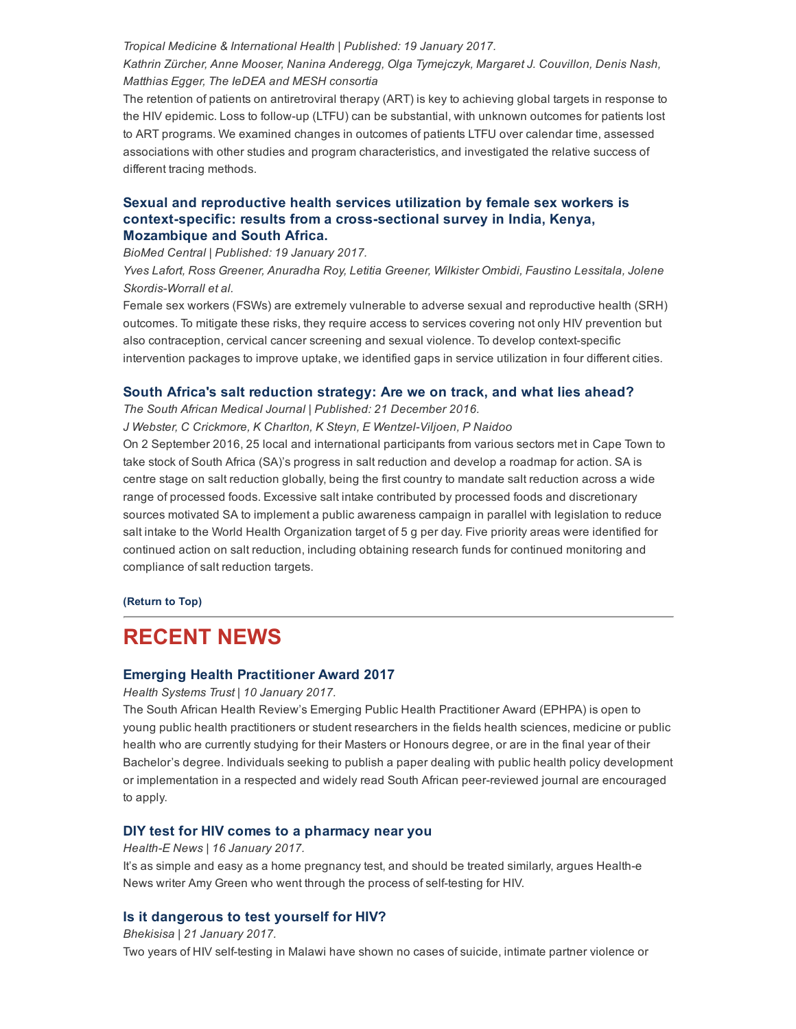*Tropical Medicine & International Health | Published: 19 January 2017.*

*Kathrin Zürcher, Anne Mooser, Nanina Anderegg, Olga Tymejczyk, Margaret J. Couvillon, Denis Nash, Matthias Egger, The IeDEA and MESH consortia*

The retention of patients on antiretroviral therapy (ART) is key to achieving global targets in response to the HIV epidemic. Loss to follow-up (LTFU) can be substantial, with unknown outcomes for patients lost to ART programs. We examined changes in outcomes of patients LTFU over calendar time, assessed associations with other studies and program characteristics, and investigated the relative success of different tracing methods.

### Sexual and reproductive health services utilization by female sex workers is context-specific: results from a cross-sectional survey in India, Kenya, Mozambique and South Africa.

*BioMed Central | Published: 19 January 2017.*

*Yves Lafort, Ross Greener, Anuradha Roy, Letitia Greener, Wilkister Ombidi, Faustino Lessitala, Jolene Skordis-Worrall et al.*

Female sex workers (FSWs) are extremely vulnerable to adverse sexual and reproductive health (SRH) outcomes. To mitigate these risks, they require access to services covering not only HIV prevention but also contraception, cervical cancer screening and sexual violence. To develop context-specific intervention packages to improve uptake, we identified gaps in service utilization in four different cities.

### South Africa's salt reduction strategy: Are we on track, and what lies ahead?

*The South African Medical Journal | Published: 21 December 2016.*

*J Webster, C Crickmore, K Charlton, K Steyn, E Wentzel-Viljoen, P Naidoo*

On 2 September 2016, 25 local and international participants from various sectors met in Cape Town to take stock of South Africa (SA)'s progress in salt reduction and develop a roadmap for action. SA is centre stage on salt reduction globally, being the first country to mandate salt reduction across a wide range of processed foods. Excessive salt intake contributed by processed foods and discretionary sources motivated SA to implement a public awareness campaign in parallel with legislation to reduce salt intake to the World Health Organization target of 5 g per day. Five priority areas were identified for continued action on salt reduction, including obtaining research funds for continued monitoring and compliance of salt reduction targets.

**(Return to Top)**

---

## RECENT NEWS

### Emerging Health Practitioner Award 2017

*Health Systems Trust | 10 January 2017.*

The South African Health Review's Emerging Public Health Practitioner Award (EPHPA) is open to young public health practitioners or student researchers in the fields health sciences, medicine or public health who are currently studying for their Masters or Honours degree, or are in the final year of their Bachelor's degree. Individuals seeking to publish a paper dealing with public health policy development or implementation in a respected and widely read South African peer-reviewed journal are encouraged to apply.

### DIY test for HIV comes to a pharmacy near you

*Health-E News | 16 January 2017.*

It's as simple and easy as a home pregnancy test, and should be treated similarly, argues Health-e News writer Amy Green who went through the process of self-testing for HIV.

### Is it dangerous to test yourself for HIV?

*Bhekisisa | 21 January 2017.*

Two years of HIV self-testing in Malawi have shown no cases of suicide, intimate partner violence or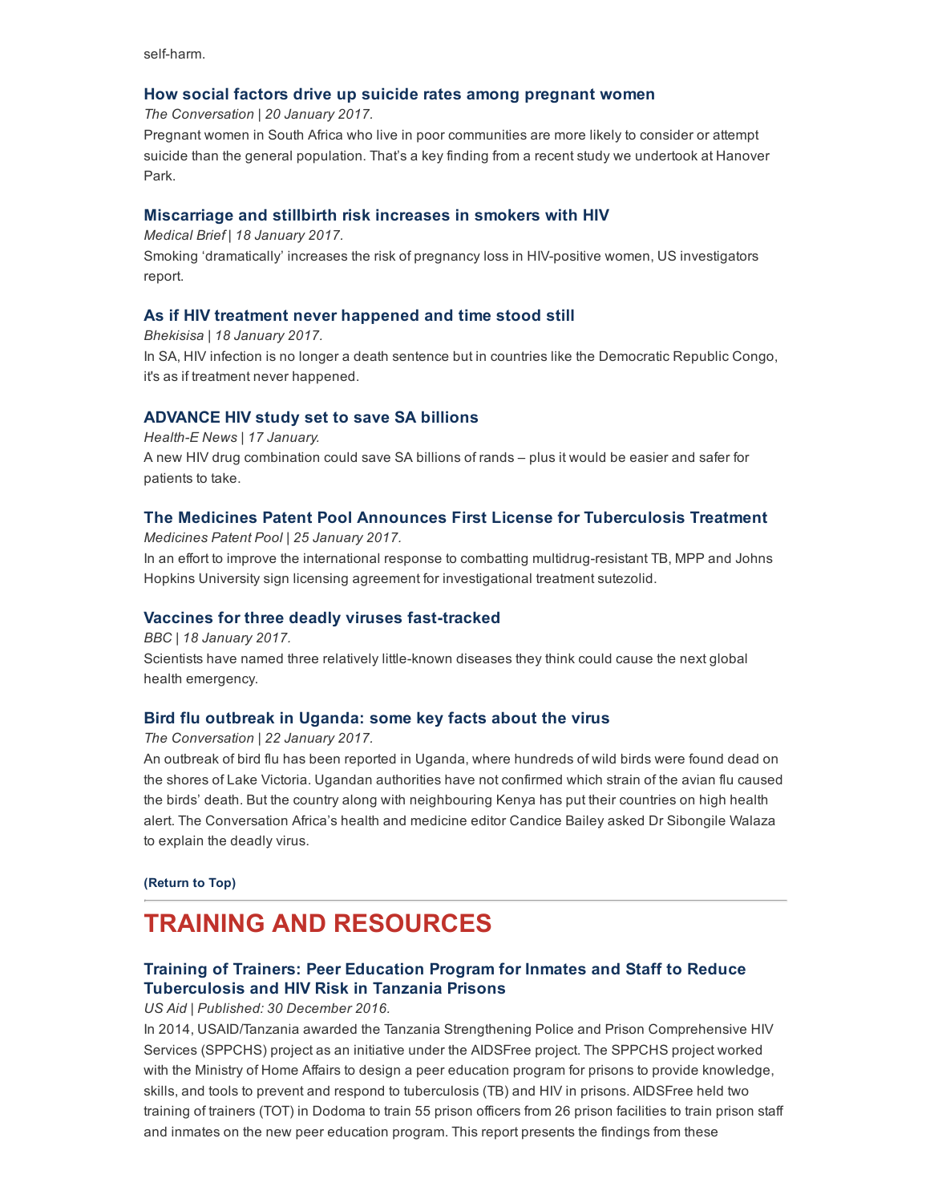self-harm.

### How social factors drive up suicide rates among pregnant women

*The Conversation | 20 January 2017.*

Pregnant women in South Africa who live in poor communities are more likely to consider or attempt suicide than the general population. That's a key finding from a recent study we undertook at Hanover Park.

### Miscarriage and stillbirth risk increases in smokers with HIV

*Medical Brief | 18 January 2017.*

Smoking 'dramatically' increases the risk of pregnancy loss in HIV-positive women, US investigators report.

### As if HIV treatment never happened and time stood still

*Bhekisisa | 18 January 2017.*

In SA, HIV infection is no longer a death sentence but in countries like the Democratic Republic Congo, it's as if treatment never happened.

### ADVANCE HIV study set to save SA billions

*Health-E News | 17 January.*

A new HIV drug combination could save SA billions of rands – plus it would be easier and safer for patients to take.

### The Medicines Patent Pool Announces First License for Tuberculosis Treatment

*Medicines Patent Pool | 25 January 2017.*

In an effort to improve the international response to combatting multidrug-resistant TB, MPP and Johns Hopkins University sign licensing agreement for investigational treatment sutezolid.

### Vaccines for three deadly viruses fast-tracked

*BBC | 18 January 2017.*

Scientists have named three relatively little-known diseases they think could cause the next global health emergency.

### Bird flu outbreak in Uganda: some key facts about the virus

*The Conversation | 22 January 2017.*

An outbreak of bird flu has been reported in Uganda, where hundreds of wild birds were found dead on the shores of Lake Victoria. Ugandan authorities have not confirmed which strain of the avian flu caused the birds' death. But the country along with neighbouring Kenya has put their countries on high health alert. The Conversation Africa's health and medicine editor Candice Bailey asked Dr Sibongile Walaza to explain the deadly virus.

**(Return to Top)**

---

## TRAINING AND RESOURCES

### Training of Trainers: Peer Education Program for Inmates and Staff to Reduce Tuberculosis and HIV Risk in Tanzania Prisons

*US Aid | Published: 30 December 2016.*

In 2014, USAID/Tanzania awarded the Tanzania Strengthening Police and Prison Comprehensive HIV Services (SPPCHS) project as an initiative under the AIDSFree project. The SPPCHS project worked with the Ministry of Home Affairs to design a peer education program for prisons to provide knowledge, skills, and tools to prevent and respond to tuberculosis (TB) and HIV in prisons. AIDSFree held two training of trainers (TOT) in Dodoma to train 55 prison officers from 26 prison facilities to train prison staff and inmates on the new peer education program. This report presents the findings from these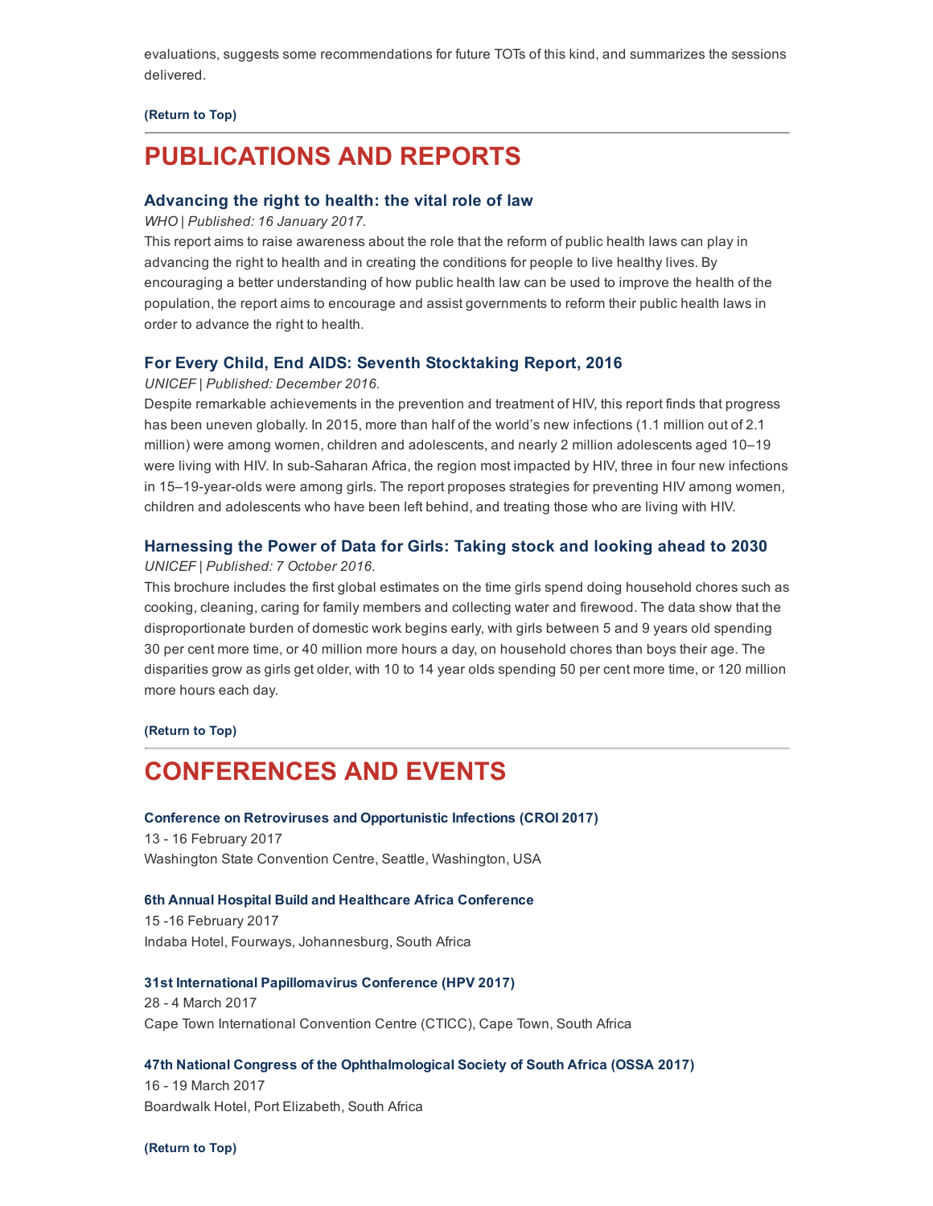evaluations, suggests some recommendations for future TOTs of this kind, and summarizes the sessions delivered.

**(Return to Top)**

# PUBLICATIONS AND REPORTS

### Advancing the right to health: the vital role of law

*WHO | Published: 16 January 2017.*

This report aims to raise awareness about the role that the reform of public health laws can play in advancing the right to health and in creating the conditions for people to live healthy lives. By encouraging a better understanding of how public health law can be used to improve the health of the population, the report aims to encourage and assist governments to reform their public health laws in order to advance the right to health.

### For Every Child, End AIDS: Seventh Stocktaking Report, 2016

*UNICEF | Published: December 2016.*

Despite remarkable achievements in the prevention and treatment of HIV, this report finds that progress has been uneven globally. In 2015, more than half of the world's new infections (1.1 million out of 2.1 million) were among women, children and adolescents, and nearly 2 million adolescents aged 10–19 were living with HIV. In sub-Saharan Africa, the region most impacted by HIV, three in four new infections in 15–19-year-olds were among girls. The report proposes strategies for preventing HIV among women, children and adolescents who have been left behind, and treating those who are living with HIV.

### Harnessing the Power of Data for Girls: Taking stock and looking ahead to 2030

*UNICEF | Published: 7 October 2016.*

This brochure includes the first global estimates on the time girls spend doing household chores such as cooking, cleaning, caring for family members and collecting water and firewood. The data show that the disproportionate burden of domestic work begins early, with girls between 5 and 9 years old spending 30 per cent more time, or 40 million more hours a day, on household chores than boys their age. The disparities grow as girls get older, with 10 to 14 year olds spending 50 per cent more time, or 120 million more hours each day.

**(Return to Top)**

# CONFERENCES AND EVENTS

**Conference on Retroviruses and Opportunistic Infections (CROI 2017)**
13 - 16 February 2017
Washington State Convention Centre, Seattle, Washington, USA

**6th Annual Hospital Build and Healthcare Africa Conference**
15 -16 February 2017
Indaba Hotel, Fourways, Johannesburg, South Africa

**31st International Papillomavirus Conference (HPV 2017)**
28 - 4 March 2017
Cape Town International Convention Centre (CTICC), Cape Town, South Africa

**47th National Congress of the Ophthalmological Society of South Africa (OSSA 2017)**
16 - 19 March 2017
Boardwalk Hotel, Port Elizabeth, South Africa

**(Return to Top)**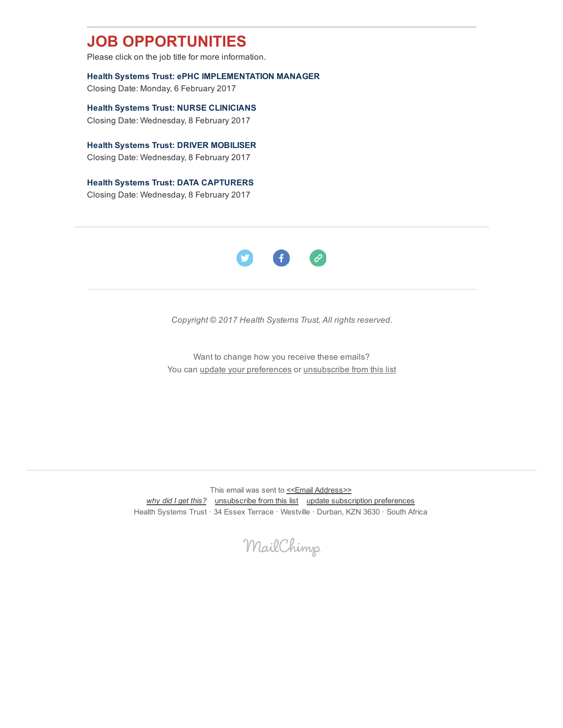# JOB OPPORTUNITIES

Please click on the job title for more information.

**Health Systems Trust: ePHC IMPLEMENTATION MANAGER**
Closing Date: Monday, 6 February 2017

**Health Systems Trust: NURSE CLINICIANS**
Closing Date: Wednesday, 8 February 2017

**Health Systems Trust: DRIVER MOBILISER**
Closing Date: Wednesday, 8 February 2017

**Health Systems Trust: DATA CAPTURERS**
Closing Date: Wednesday, 8 February 2017

*Copyright © 2017 Health Systems Trust, All rights reserved.*

Want to change how you receive these emails?
You can update your preferences or unsubscribe from this list

This email was sent to <<Email Address>>
*why did I get this?* unsubscribe from this list update subscription preferences
Health Systems Trust · 34 Essex Terrace · Westville · Durban, KZN 3630 · South Africa

MailChimp